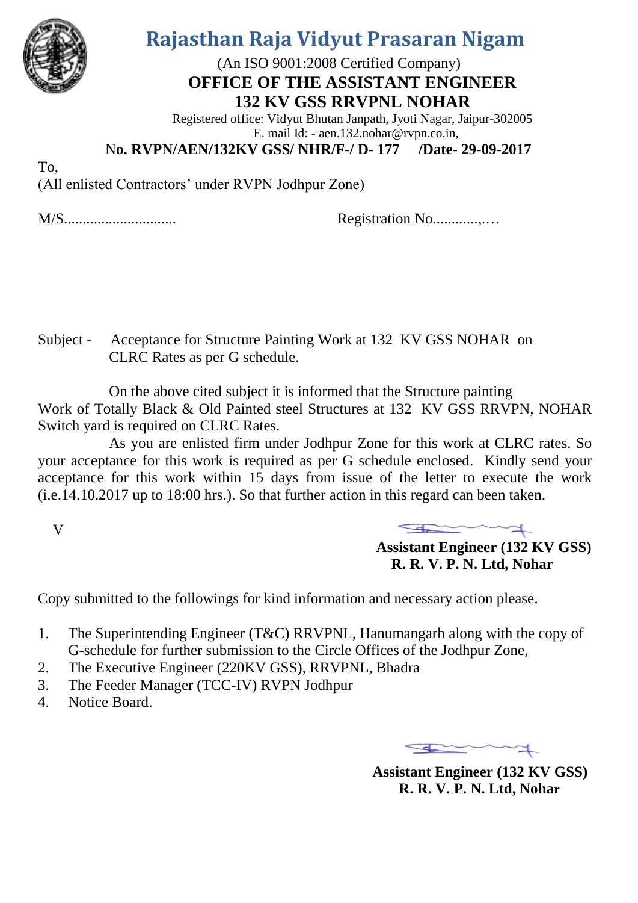# Rajasthan Raja Vidyut Prasaran Nigam

(An ISO 9001:2008 Certified Company)

**OFFICE OF THE ASSISTANT ENGINEER**

**132 KV GSS RRVPNL NOHAR**

Registered office: Vidyut Bhutan Janpath, Jyoti Nagar, Jaipur-302005

E. mail Id: - aen.132.nohar@rvpn.co.in,

**No. RVPN/AEN/132KV GSS/ NHR/F-/ D- 177 /Date- 29-09-2017**

To,

(All enlisted Contractors' under RVPN Jodhpur Zone)

M/S............................. Registration No............,…

Subject - Acceptance for Structure Painting Work at 132 KV GSS NOHAR on CLRC Rates as per G schedule.

On the above cited subject it is informed that the Structure painting Work of Totally Black & Old Painted steel Structures at 132 KV GSS RRVPN, NOHAR Switch yard is required on CLRC Rates.

As you are enlisted firm under Jodhpur Zone for this work at CLRC rates. So your acceptance for this work is required as per G schedule enclosed. Kindly send your acceptance for this work within 15 days from issue of the letter to execute the work (i.e.14.10.2017 up to 18:00 hrs.). So that further action in this regard can been taken.

V

**Assistant Engineer (132 KV GSS)**
**R. R. V. P. N. Ltd, Nohar**

Copy submitted to the followings for kind information and necessary action please.

1. The Superintending Engineer (T&C) RRVPNL, Hanumangarh along with the copy of G-schedule for further submission to the Circle Offices of the Jodhpur Zone,
2. The Executive Engineer (220KV GSS), RRVPNL, Bhadra
3. The Feeder Manager (TCC-IV) RVPN Jodhpur
4. Notice Board.

**Assistant Engineer (132 KV GSS)**
**R. R. V. P. N. Ltd, Nohar**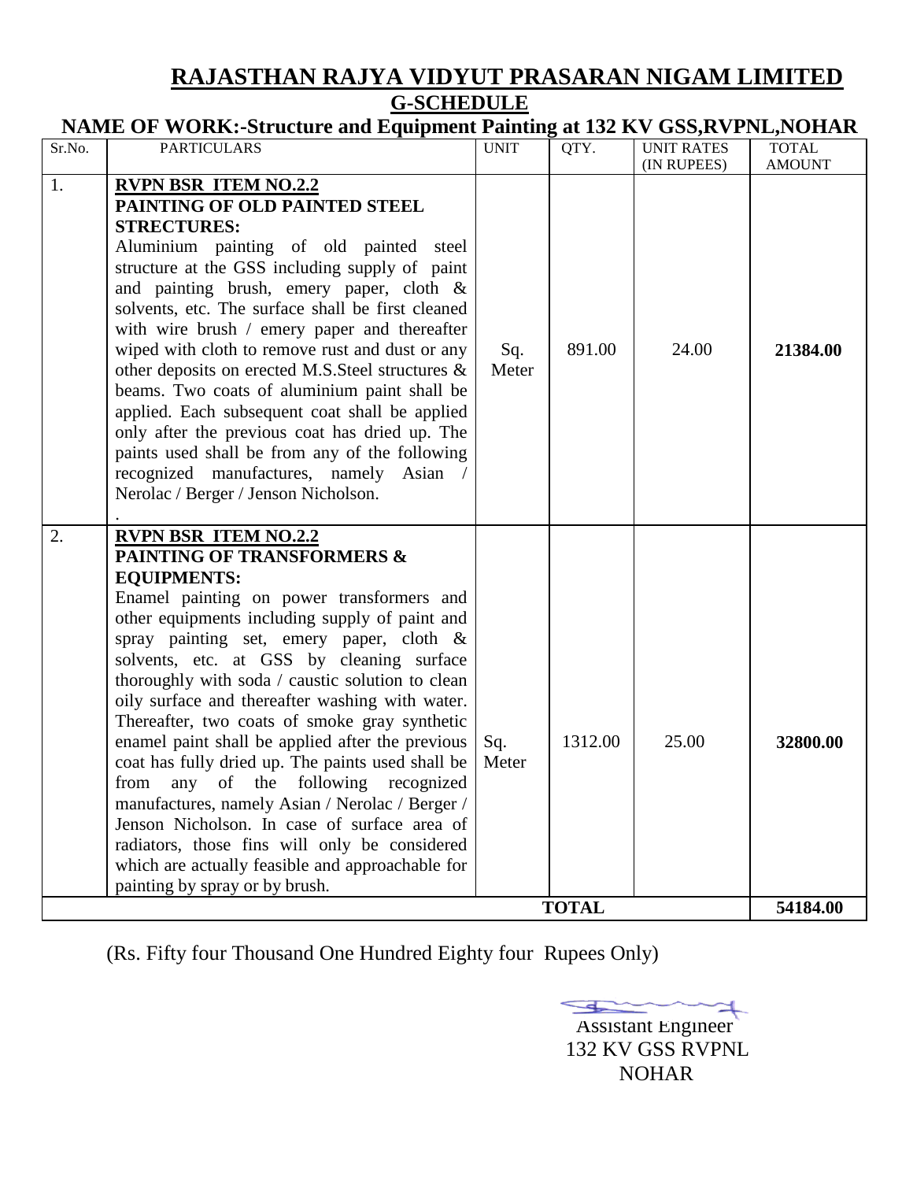# RAJASTHAN RAJYA VIDYUT PRASARAN NIGAM LIMITED

## G-SCHEDULE

### NAME OF WORK:-Structure and Equipment Painting at 132 KV GSS,RVPNL,NOHAR

| Sr.No. | PARTICULARS | UNIT | QTY. | UNIT RATES (IN RUPEES) | TOTAL AMOUNT |
|---|---|---|---|---|---|
| 1. | **RVPN BSR ITEM NO.2.2**<br>**PAINTING OF OLD PAINTED STEEL STRUCTURES:**<br>Aluminium painting of old painted steel structure at the GSS including supply of paint and painting brush, emery paper, cloth & solvents, etc. The surface shall be first cleaned with wire brush / emery paper and thereafter wiped with cloth to remove rust and dust or any other deposits on erected M.S.Steel structures & beams. Two coats of aluminium paint shall be applied. Each subsequent coat shall be applied only after the previous coat has dried up. The paints used shall be from any of the following recognized manufactures, namely Asian / Nerolac / Berger / Jenson Nicholson.<br>. | Sq. Meter | 891.00 | 24.00 | **21384.00** |
| 2. | **RVPN BSR ITEM NO.2.2**<br>**PAINTING OF TRANSFORMERS & EQUIPMENTS:**<br>Enamel painting on power transformers and other equipments including supply of paint and spray painting set, emery paper, cloth & solvents, etc. at GSS by cleaning surface thoroughly with soda / caustic solution to clean oily surface and thereafter washing with water. Thereafter, two coats of smoke gray synthetic enamel paint shall be applied after the previous coat has fully dried up. The paints used shall be from any of the following recognized manufactures, namely Asian / Nerolac / Berger / Jenson Nicholson. In case of surface area of radiators, those fins will only be considered which are actually feasible and approachable for painting by spray or by brush. | Sq. Meter | 1312.00 | 25.00 | **32800.00** |
| | | | **TOTAL** | | **54184.00** |

(Rs. Fifty four Thousand One Hundred Eighty four Rupees Only)

Assistant Engineer
132 KV GSS RVPNL
NOHAR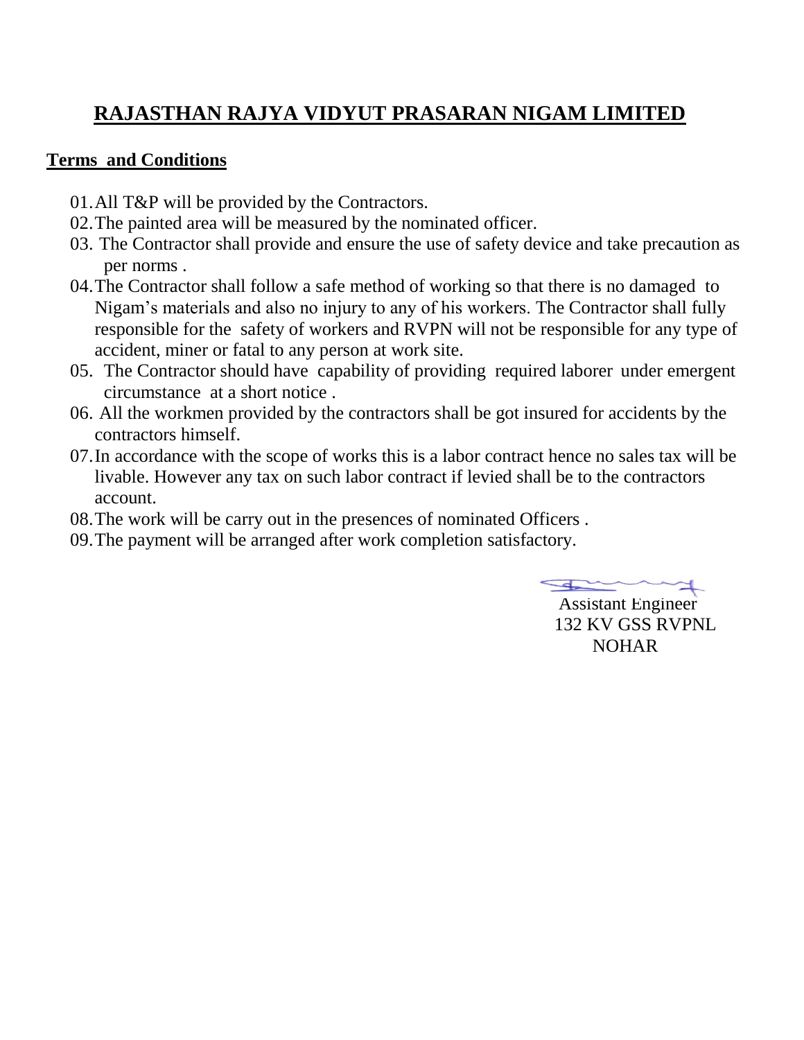# RAJASTHAN RAJYA VIDYUT PRASARAN NIGAM LIMITED

**Terms and Conditions**

01. All T&P will be provided by the Contractors.
02. The painted area will be measured by the nominated officer.
03. The Contractor shall provide and ensure the use of safety device and take precaution as per norms .
04. The Contractor shall follow a safe method of working so that there is no damaged to Nigam's materials and also no injury to any of his workers. The Contractor shall fully responsible for the safety of workers and RVPN will not be responsible for any type of accident, miner or fatal to any person at work site.
05. The Contractor should have capability of providing required laborer under emergent circumstance at a short notice .
06. All the workmen provided by the contractors shall be got insured for accidents by the contractors himself.
07. In accordance with the scope of works this is a labor contract hence no sales tax will be livable. However any tax on such labor contract if levied shall be to the contractors account.
08. The work will be carry out in the presences of nominated Officers .
09. The payment will be arranged after work completion satisfactory.

Assistant Engineer
132 KV GSS RVPNL
NOHAR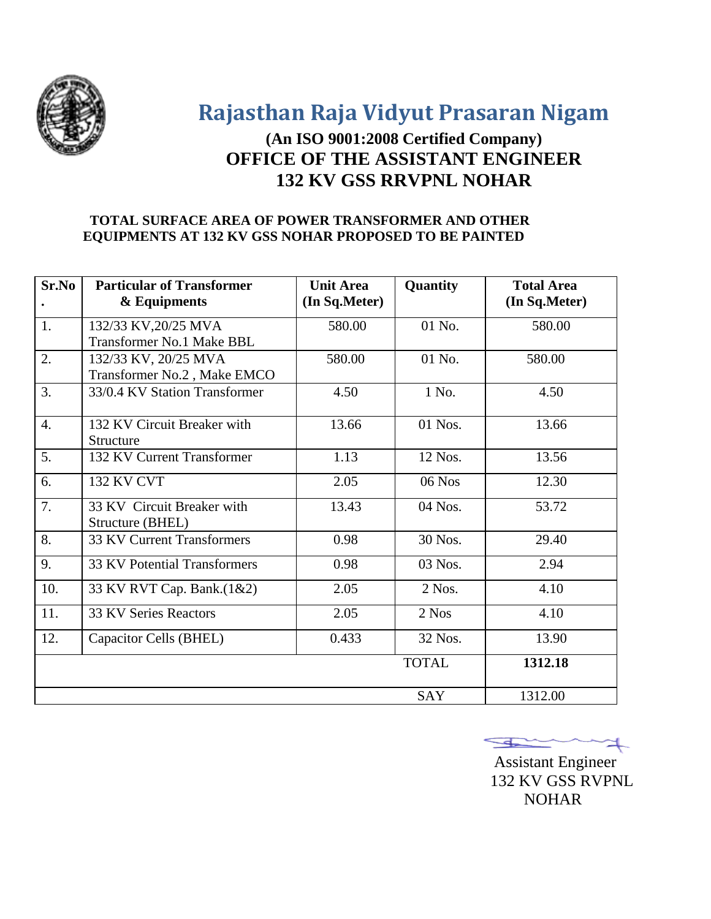# Rajasthan Raja Vidyut Prasaran Nigam

**(An ISO 9001:2008 Certified Company)**

## OFFICE OF THE ASSISTANT ENGINEER

## 132 KV GSS RRVPNL NOHAR

**TOTAL SURFACE AREA OF POWER TRANSFORMER AND OTHER EQUIPMENTS AT 132 KV GSS NOHAR PROPOSED TO BE PAINTED**

| Sr.No. | Particular of Transformer & Equipments | Unit Area (In Sq.Meter) | Quantity | Total Area (In Sq.Meter) |
|---|---|---|---|---|
| 1. | 132/33 KV,20/25 MVA Transformer No.1 Make BBL | 580.00 | 01 No. | 580.00 |
| 2. | 132/33 KV, 20/25 MVA Transformer No.2 , Make EMCO | 580.00 | 01 No. | 580.00 |
| 3. | 33/0.4 KV Station Transformer | 4.50 | 1 No. | 4.50 |
| 4. | 132 KV Circuit Breaker with Structure | 13.66 | 01 Nos. | 13.66 |
| 5. | 132 KV Current Transformer | 1.13 | 12 Nos. | 13.56 |
| 6. | 132 KV CVT | 2.05 | 06 Nos | 12.30 |
| 7. | 33 KV Circuit Breaker with Structure (BHEL) | 13.43 | 04 Nos. | 53.72 |
| 8. | 33 KV Current Transformers | 0.98 | 30 Nos. | 29.40 |
| 9. | 33 KV Potential Transformers | 0.98 | 03 Nos. | 2.94 |
| 10. | 33 KV RVT Cap. Bank.(1&2) | 2.05 | 2 Nos. | 4.10 |
| 11. | 33 KV Series Reactors | 2.05 | 2 Nos | 4.10 |
| 12. | Capacitor Cells (BHEL) | 0.433 | 32 Nos. | 13.90 |
| | | | TOTAL | **1312.18** |
| | | | SAY | 1312.00 |

Assistant Engineer
132 KV GSS RVPNL
NOHAR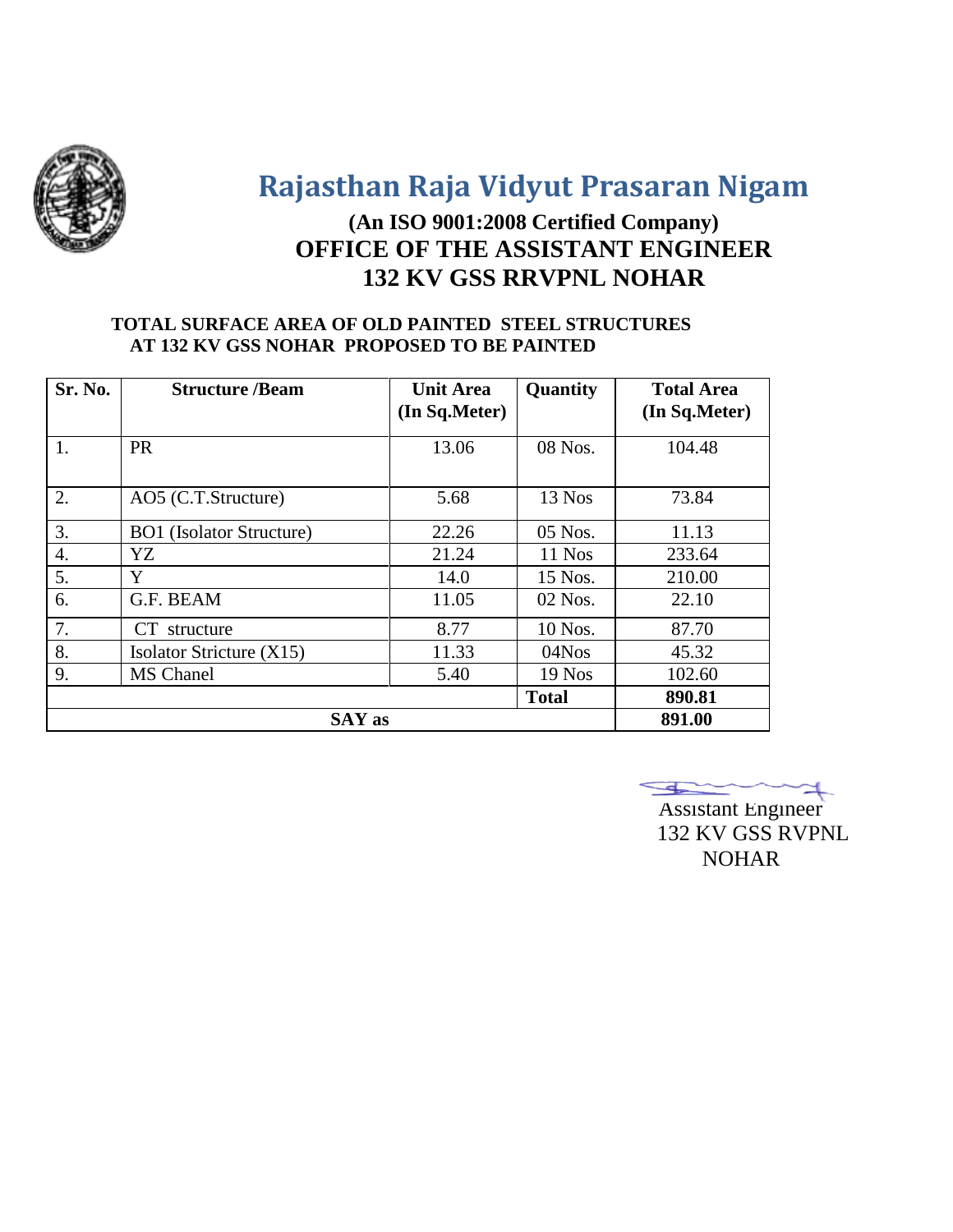# Rajasthan Raja Vidyut Prasaran Nigam

**(An ISO 9001:2008 Certified Company)**

**OFFICE OF THE ASSISTANT ENGINEER**

**132 KV GSS RRVPNL NOHAR**

**TOTAL SURFACE AREA OF OLD PAINTED STEEL STRUCTURES AT 132 KV GSS NOHAR PROPOSED TO BE PAINTED**

| Sr. No. | Structure /Beam | Unit Area (In Sq.Meter) | Quantity | Total Area (In Sq.Meter) |
|---|---|---|---|---|
| 1. | PR | 13.06 | 08 Nos. | 104.48 |
| 2. | AO5 (C.T.Structure) | 5.68 | 13 Nos | 73.84 |
| 3. | BO1 (Isolator Structure) | 22.26 | 05 Nos. | 11.13 |
| 4. | YZ | 21.24 | 11 Nos | 233.64 |
| 5. | Y | 14.0 | 15 Nos. | 210.00 |
| 6. | G.F. BEAM | 11.05 | 02 Nos. | 22.10 |
| 7. | CT structure | 8.77 | 10 Nos. | 87.70 |
| 8. | Isolator Stricture (X15) | 11.33 | 04Nos | 45.32 |
| 9. | MS Chanel | 5.40 | 19 Nos | 102.60 |
| | | | **Total** | **890.81** |
| | **SAY as** | | | **891.00** |

Assistant Engineer
132 KV GSS RVPNL
NOHAR